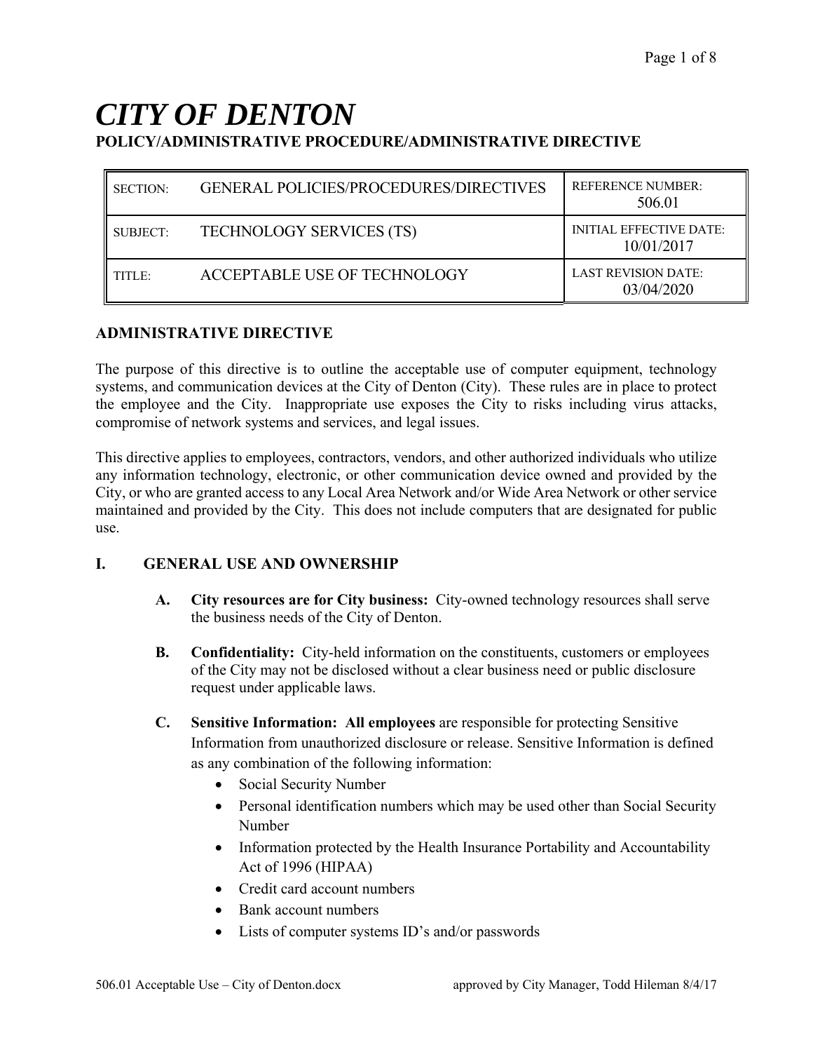# CITY OF DENTON

**POLICY/ADMINISTRATIVE PROCEDURE/ADMINISTRATIVE DIRECTIVE**

| | | |
|---|---|---|
| SECTION: | GENERAL POLICIES/PROCEDURES/DIRECTIVES | REFERENCE NUMBER: 506.01 |
| SUBJECT: | TECHNOLOGY SERVICES (TS) | INITIAL EFFECTIVE DATE: 10/01/2017 |
| TITLE: | ACCEPTABLE USE OF TECHNOLOGY | LAST REVISION DATE: 03/04/2020 |

## ADMINISTRATIVE DIRECTIVE

The purpose of this directive is to outline the acceptable use of computer equipment, technology systems, and communication devices at the City of Denton (City). These rules are in place to protect the employee and the City. Inappropriate use exposes the City to risks including virus attacks, compromise of network systems and services, and legal issues.

This directive applies to employees, contractors, vendors, and other authorized individuals who utilize any information technology, electronic, or other communication device owned and provided by the City, or who are granted access to any Local Area Network and/or Wide Area Network or other service maintained and provided by the City. This does not include computers that are designated for public use.

## I. GENERAL USE AND OWNERSHIP

**A. City resources are for City business:** City-owned technology resources shall serve the business needs of the City of Denton.

**B. Confidentiality:** City-held information on the constituents, customers or employees of the City may not be disclosed without a clear business need or public disclosure request under applicable laws.

**C. Sensitive Information: All employees** are responsible for protecting Sensitive Information from unauthorized disclosure or release. Sensitive Information is defined as any combination of the following information:

- Social Security Number
- Personal identification numbers which may be used other than Social Security Number
- Information protected by the Health Insurance Portability and Accountability Act of 1996 (HIPAA)
- Credit card account numbers
- Bank account numbers
- Lists of computer systems ID's and/or passwords

506.01 Acceptable Use – City of Denton.docx approved by City Manager, Todd Hileman 8/4/17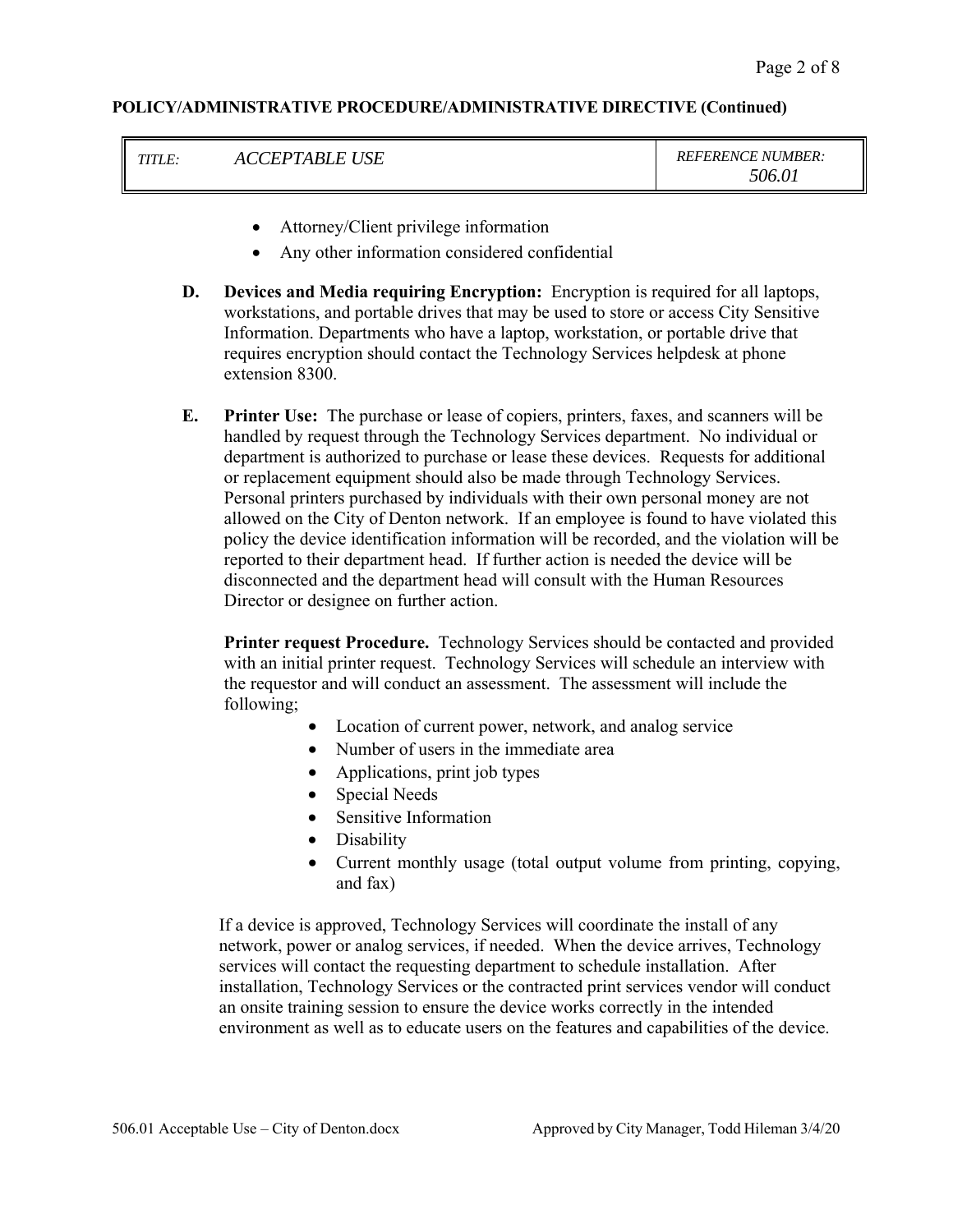**POLICY/ADMINISTRATIVE PROCEDURE/ADMINISTRATIVE DIRECTIVE (Continued)**

| *TITLE:* | *ACCEPTABLE USE* | *REFERENCE NUMBER:* 506.01 |
|---|---|---|

- Attorney/Client privilege information
- Any other information considered confidential

**D. Devices and Media requiring Encryption:** Encryption is required for all laptops, workstations, and portable drives that may be used to store or access City Sensitive Information. Departments who have a laptop, workstation, or portable drive that requires encryption should contact the Technology Services helpdesk at phone extension 8300.

**E. Printer Use:** The purchase or lease of copiers, printers, faxes, and scanners will be handled by request through the Technology Services department. No individual or department is authorized to purchase or lease these devices. Requests for additional or replacement equipment should also be made through Technology Services. Personal printers purchased by individuals with their own personal money are not allowed on the City of Denton network. If an employee is found to have violated this policy the device identification information will be recorded, and the violation will be reported to their department head. If further action is needed the device will be disconnected and the department head will consult with the Human Resources Director or designee on further action.

**Printer request Procedure.** Technology Services should be contacted and provided with an initial printer request. Technology Services will schedule an interview with the requestor and will conduct an assessment. The assessment will include the following;

- Location of current power, network, and analog service
- Number of users in the immediate area
- Applications, print job types
- Special Needs
- Sensitive Information
- Disability
- Current monthly usage (total output volume from printing, copying, and fax)

If a device is approved, Technology Services will coordinate the install of any network, power or analog services, if needed. When the device arrives, Technology services will contact the requesting department to schedule installation. After installation, Technology Services or the contracted print services vendor will conduct an onsite training session to ensure the device works correctly in the intended environment as well as to educate users on the features and capabilities of the device.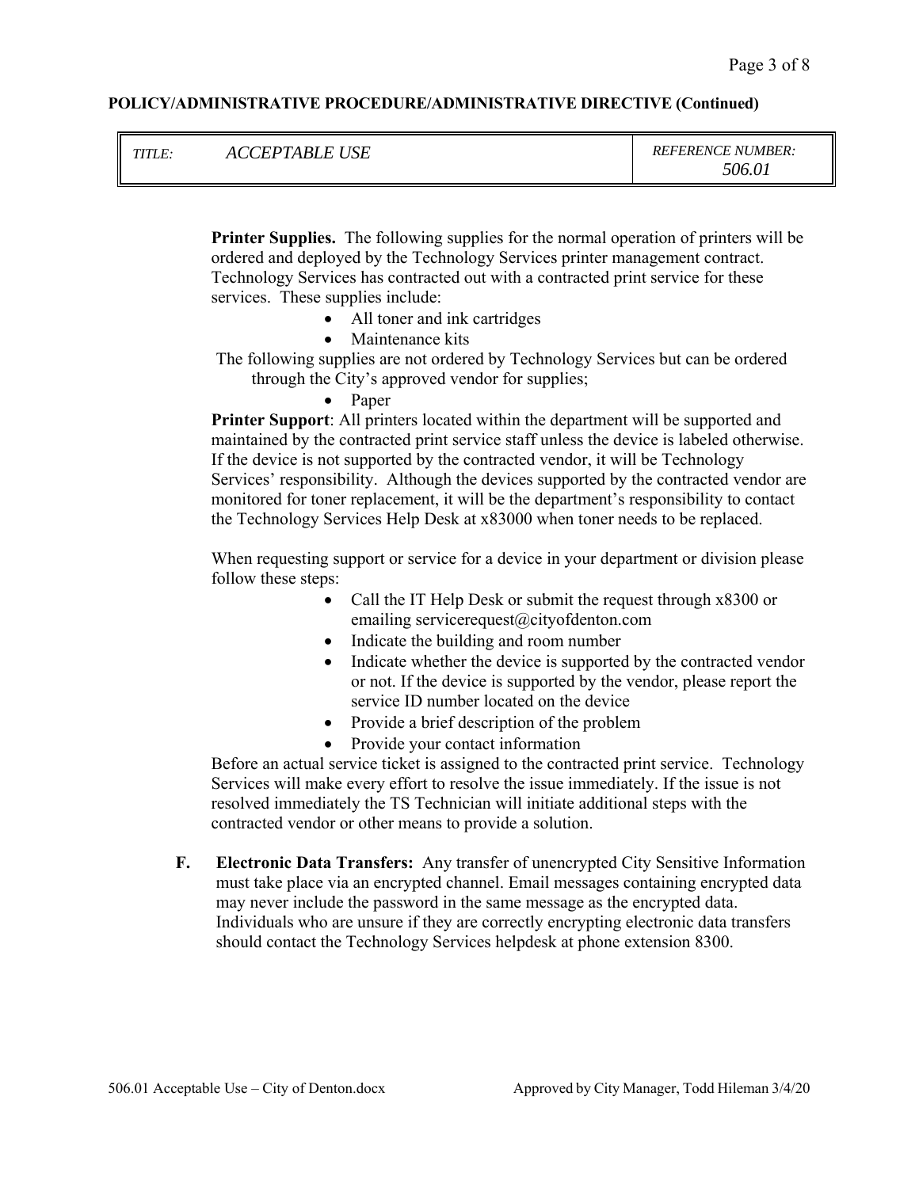**POLICY/ADMINISTRATIVE PROCEDURE/ADMINISTRATIVE DIRECTIVE (Continued)**

| *TITLE:* *ACCEPTABLE USE* | *REFERENCE NUMBER:* *506.01* |
|---|---|

**Printer Supplies.** The following supplies for the normal operation of printers will be ordered and deployed by the Technology Services printer management contract. Technology Services has contracted out with a contracted print service for these services. These supplies include:

- All toner and ink cartridges
- Maintenance kits

The following supplies are not ordered by Technology Services but can be ordered through the City's approved vendor for supplies;

- Paper

**Printer Support**: All printers located within the department will be supported and maintained by the contracted print service staff unless the device is labeled otherwise. If the device is not supported by the contracted vendor, it will be Technology Services' responsibility. Although the devices supported by the contracted vendor are monitored for toner replacement, it will be the department's responsibility to contact the Technology Services Help Desk at x83000 when toner needs to be replaced.

When requesting support or service for a device in your department or division please follow these steps:

- Call the IT Help Desk or submit the request through x8300 or emailing servicerequest@cityofdenton.com
- Indicate the building and room number
- Indicate whether the device is supported by the contracted vendor or not. If the device is supported by the vendor, please report the service ID number located on the device
- Provide a brief description of the problem
- Provide your contact information

Before an actual service ticket is assigned to the contracted print service. Technology Services will make every effort to resolve the issue immediately. If the issue is not resolved immediately the TS Technician will initiate additional steps with the contracted vendor or other means to provide a solution.

**F. Electronic Data Transfers:** Any transfer of unencrypted City Sensitive Information must take place via an encrypted channel. Email messages containing encrypted data may never include the password in the same message as the encrypted data. Individuals who are unsure if they are correctly encrypting electronic data transfers should contact the Technology Services helpdesk at phone extension 8300.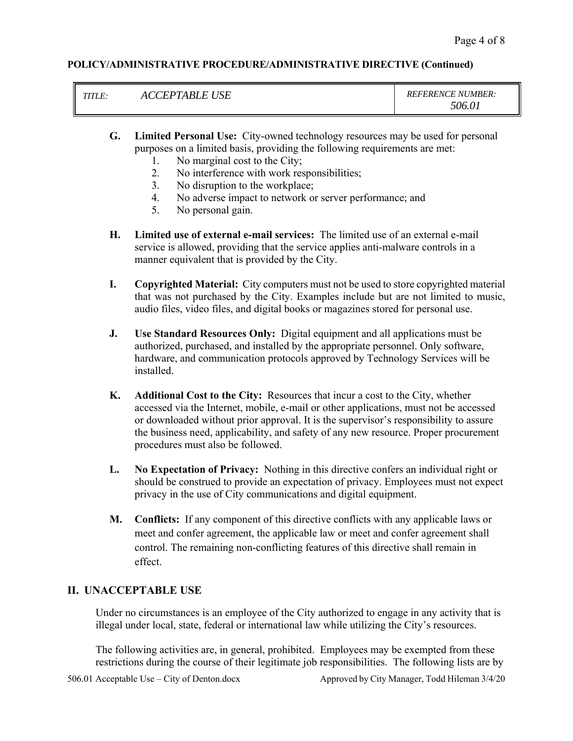| TITLE: | ACCEPTABLE USE | REFERENCE NUMBER: 506.01 |
| --- | --- | --- |

**G. Limited Personal Use:** City-owned technology resources may be used for personal purposes on a limited basis, providing the following requirements are met:

1. No marginal cost to the City;
2. No interference with work responsibilities;
3. No disruption to the workplace;
4. No adverse impact to network or server performance; and
5. No personal gain.

**H. Limited use of external e-mail services:** The limited use of an external e-mail service is allowed, providing that the service applies anti-malware controls in a manner equivalent that is provided by the City.

**I. Copyrighted Material:** City computers must not be used to store copyrighted material that was not purchased by the City. Examples include but are not limited to music, audio files, video files, and digital books or magazines stored for personal use.

**J. Use Standard Resources Only:** Digital equipment and all applications must be authorized, purchased, and installed by the appropriate personnel. Only software, hardware, and communication protocols approved by Technology Services will be installed.

**K. Additional Cost to the City:** Resources that incur a cost to the City, whether accessed via the Internet, mobile, e-mail or other applications, must not be accessed or downloaded without prior approval. It is the supervisor's responsibility to assure the business need, applicability, and safety of any new resource. Proper procurement procedures must also be followed.

**L. No Expectation of Privacy:** Nothing in this directive confers an individual right or should be construed to provide an expectation of privacy. Employees must not expect privacy in the use of City communications and digital equipment.

**M. Conflicts:** If any component of this directive conflicts with any applicable laws or meet and confer agreement, the applicable law or meet and confer agreement shall control. The remaining non-conflicting features of this directive shall remain in effect.

## II. UNACCEPTABLE USE

Under no circumstances is an employee of the City authorized to engage in any activity that is illegal under local, state, federal or international law while utilizing the City's resources.

The following activities are, in general, prohibited. Employees may be exempted from these restrictions during the course of their legitimate job responsibilities. The following lists are by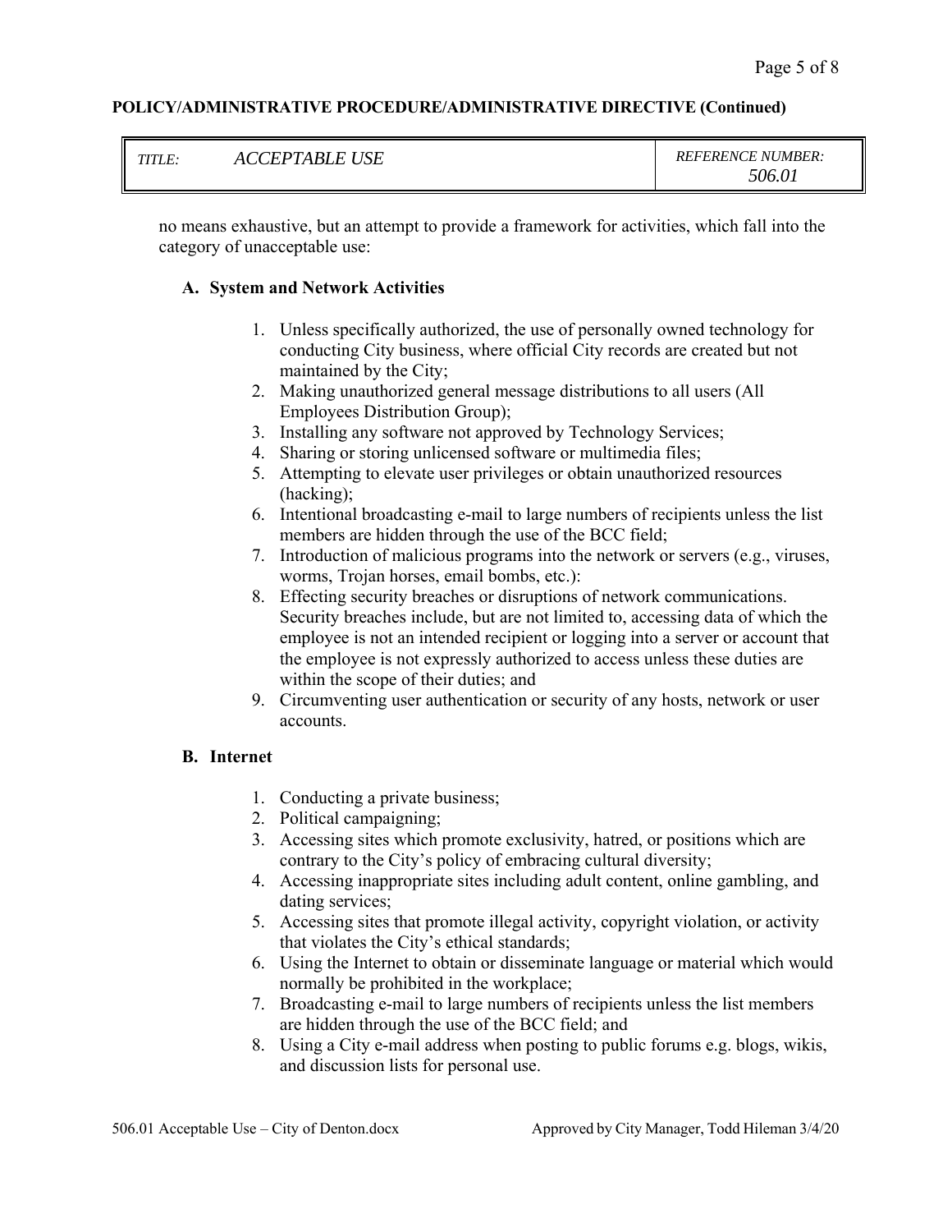no means exhaustive, but an attempt to provide a framework for activities, which fall into the category of unacceptable use:

**A. System and Network Activities**

1. Unless specifically authorized, the use of personally owned technology for conducting City business, where official City records are created but not maintained by the City;
2. Making unauthorized general message distributions to all users (All Employees Distribution Group);
3. Installing any software not approved by Technology Services;
4. Sharing or storing unlicensed software or multimedia files;
5. Attempting to elevate user privileges or obtain unauthorized resources (hacking);
6. Intentional broadcasting e-mail to large numbers of recipients unless the list members are hidden through the use of the BCC field;
7. Introduction of malicious programs into the network or servers (e.g., viruses, worms, Trojan horses, email bombs, etc.):
8. Effecting security breaches or disruptions of network communications. Security breaches include, but are not limited to, accessing data of which the employee is not an intended recipient or logging into a server or account that the employee is not expressly authorized to access unless these duties are within the scope of their duties; and
9. Circumventing user authentication or security of any hosts, network or user accounts.

**B. Internet**

1. Conducting a private business;
2. Political campaigning;
3. Accessing sites which promote exclusivity, hatred, or positions which are contrary to the City's policy of embracing cultural diversity;
4. Accessing inappropriate sites including adult content, online gambling, and dating services;
5. Accessing sites that promote illegal activity, copyright violation, or activity that violates the City's ethical standards;
6. Using the Internet to obtain or disseminate language or material which would normally be prohibited in the workplace;
7. Broadcasting e-mail to large numbers of recipients unless the list members are hidden through the use of the BCC field; and
8. Using a City e-mail address when posting to public forums e.g. blogs, wikis, and discussion lists for personal use.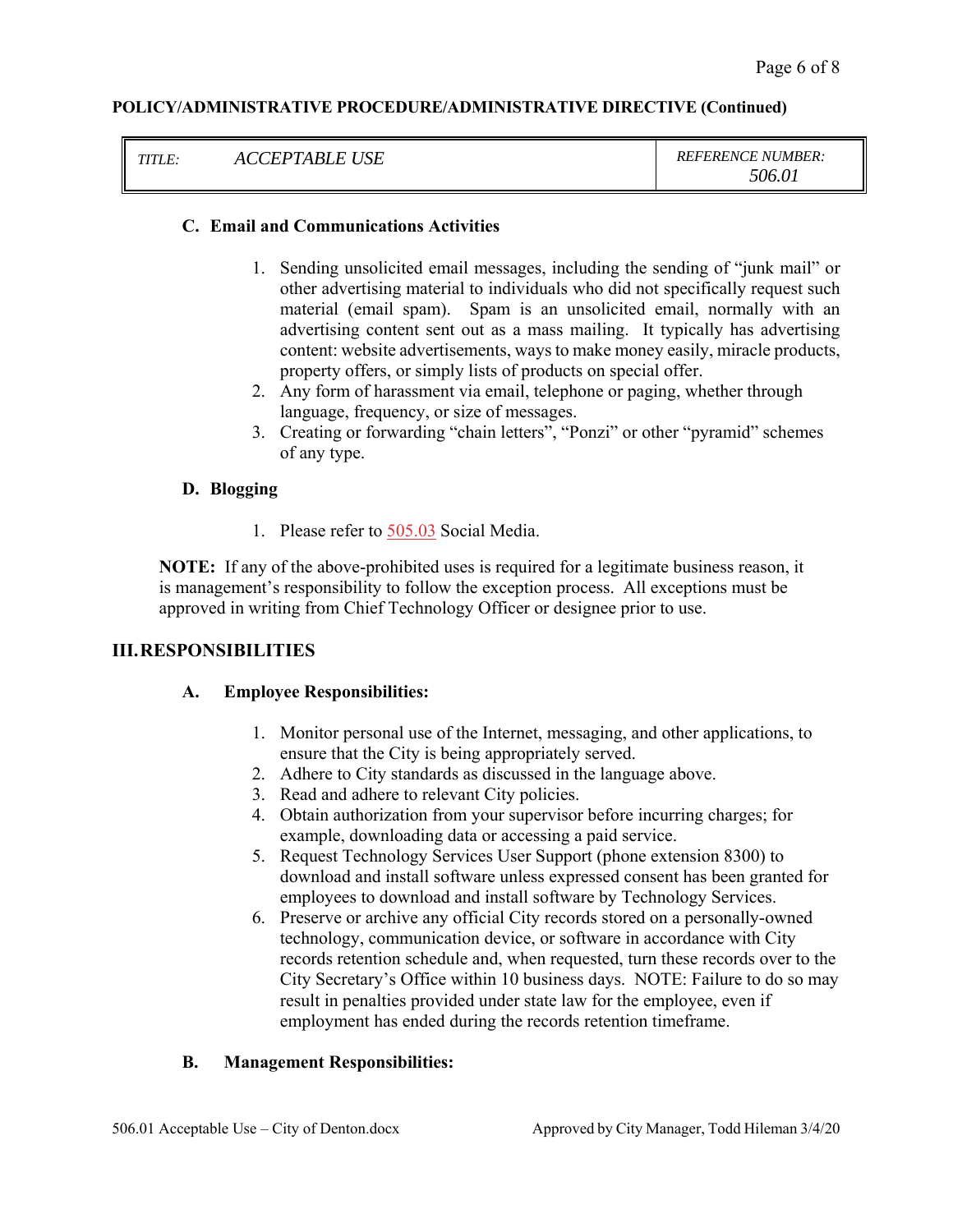### C. Email and Communications Activities

1. Sending unsolicited email messages, including the sending of "junk mail" or other advertising material to individuals who did not specifically request such material (email spam). Spam is an unsolicited email, normally with an advertising content sent out as a mass mailing. It typically has advertising content: website advertisements, ways to make money easily, miracle products, property offers, or simply lists of products on special offer.
2. Any form of harassment via email, telephone or paging, whether through language, frequency, or size of messages.
3. Creating or forwarding "chain letters", "Ponzi" or other "pyramid" schemes of any type.

### D. Blogging

1. Please refer to 505.03 Social Media.

**NOTE:** If any of the above-prohibited uses is required for a legitimate business reason, it is management's responsibility to follow the exception process. All exceptions must be approved in writing from Chief Technology Officer or designee prior to use.

## III. RESPONSIBILITIES

### A. Employee Responsibilities:

1. Monitor personal use of the Internet, messaging, and other applications, to ensure that the City is being appropriately served.
2. Adhere to City standards as discussed in the language above.
3. Read and adhere to relevant City policies.
4. Obtain authorization from your supervisor before incurring charges; for example, downloading data or accessing a paid service.
5. Request Technology Services User Support (phone extension 8300) to download and install software unless expressed consent has been granted for employees to download and install software by Technology Services.
6. Preserve or archive any official City records stored on a personally-owned technology, communication device, or software in accordance with City records retention schedule and, when requested, turn these records over to the City Secretary's Office within 10 business days. NOTE: Failure to do so may result in penalties provided under state law for the employee, even if employment has ended during the records retention timeframe.

### B. Management Responsibilities: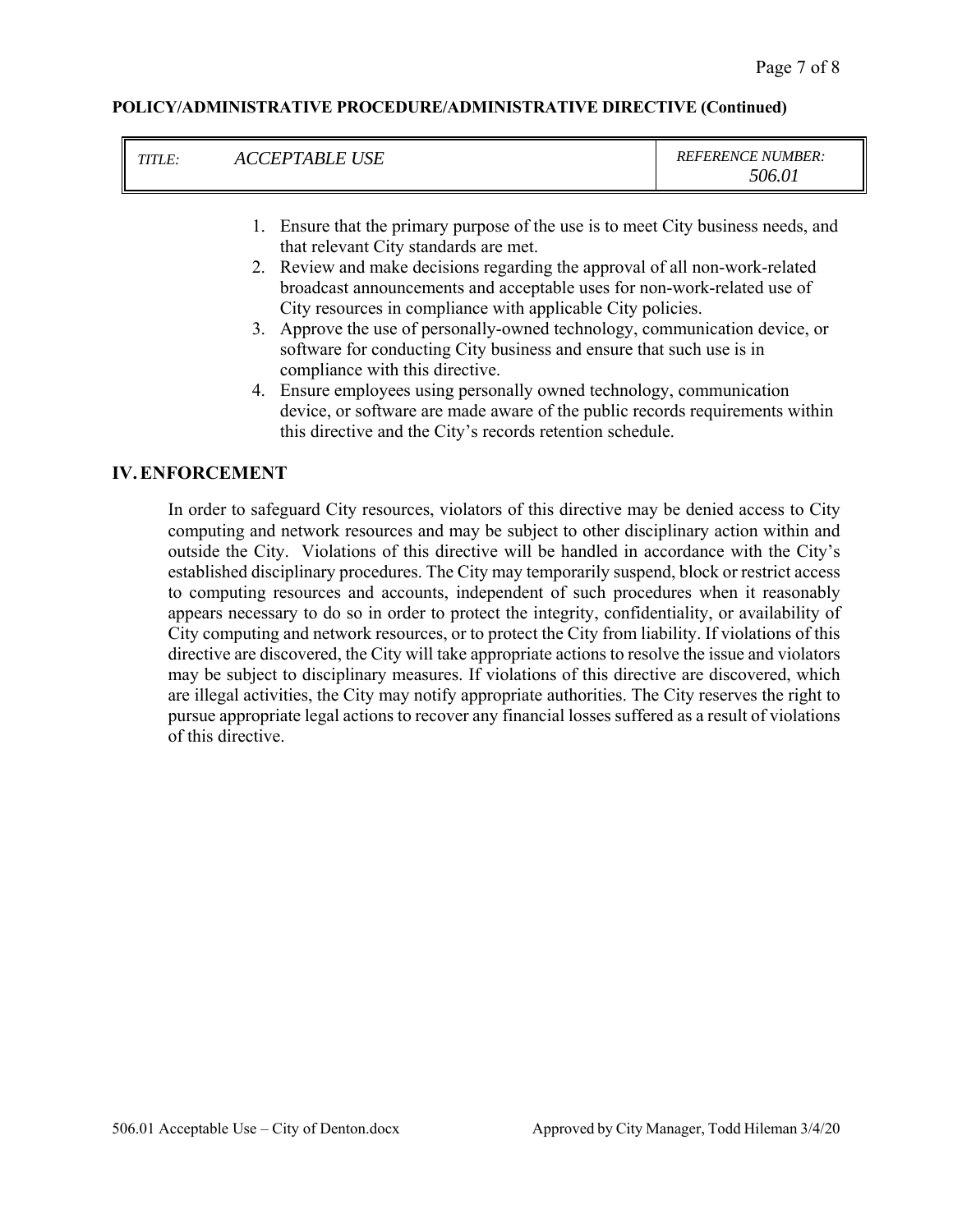1. Ensure that the primary purpose of the use is to meet City business needs, and that relevant City standards are met.
2. Review and make decisions regarding the approval of all non-work-related broadcast announcements and acceptable uses for non-work-related use of City resources in compliance with applicable City policies.
3. Approve the use of personally-owned technology, communication device, or software for conducting City business and ensure that such use is in compliance with this directive.
4. Ensure employees using personally owned technology, communication device, or software are made aware of the public records requirements within this directive and the City's records retention schedule.

## IV. ENFORCEMENT

In order to safeguard City resources, violators of this directive may be denied access to City computing and network resources and may be subject to other disciplinary action within and outside the City. Violations of this directive will be handled in accordance with the City's established disciplinary procedures. The City may temporarily suspend, block or restrict access to computing resources and accounts, independent of such procedures when it reasonably appears necessary to do so in order to protect the integrity, confidentiality, or availability of City computing and network resources, or to protect the City from liability. If violations of this directive are discovered, the City will take appropriate actions to resolve the issue and violators may be subject to disciplinary measures. If violations of this directive are discovered, which are illegal activities, the City may notify appropriate authorities. The City reserves the right to pursue appropriate legal actions to recover any financial losses suffered as a result of violations of this directive.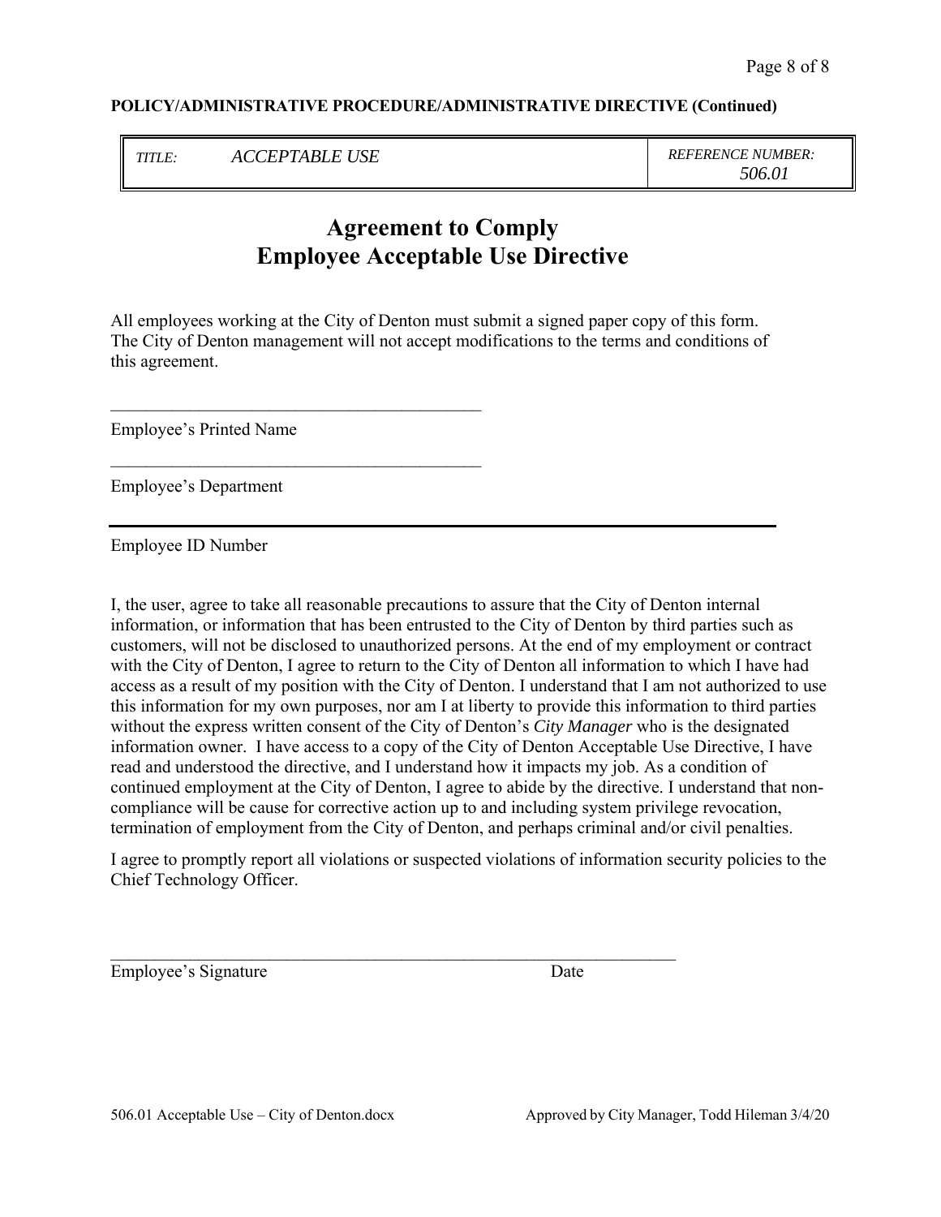**POLICY/ADMINISTRATIVE PROCEDURE/ADMINISTRATIVE DIRECTIVE (Continued)**

| *TITLE:* | *ACCEPTABLE USE* | *REFERENCE NUMBER:* *506.01* |
|---|---|---|

# Agreement to Comply
# Employee Acceptable Use Directive

All employees working at the City of Denton must submit a signed paper copy of this form. The City of Denton management will not accept modifications to the terms and conditions of this agreement.

\_\_\_\_\_\_\_\_\_\_\_\_\_\_\_\_\_\_\_\_\_\_\_\_\_\_\_\_\_\_\_\_\_\_\_\_\_\_\_\_\_\_\_

Employee's Printed Name

\_\_\_\_\_\_\_\_\_\_\_\_\_\_\_\_\_\_\_\_\_\_\_\_\_\_\_\_\_\_\_\_\_\_\_\_\_\_\_\_\_\_\_

Employee's Department

\_\_\_\_\_\_\_\_\_\_\_\_\_\_\_\_\_\_\_\_\_\_\_\_\_\_\_\_\_\_\_\_\_\_\_\_\_\_\_\_\_\_\_\_\_\_\_\_\_\_\_\_\_\_\_\_\_\_\_\_\_\_\_\_\_\_\_\_\_\_

Employee ID Number

I, the user, agree to take all reasonable precautions to assure that the City of Denton internal information, or information that has been entrusted to the City of Denton by third parties such as customers, will not be disclosed to unauthorized persons. At the end of my employment or contract with the City of Denton, I agree to return to the City of Denton all information to which I have had access as a result of my position with the City of Denton. I understand that I am not authorized to use this information for my own purposes, nor am I at liberty to provide this information to third parties without the express written consent of the City of Denton's *City Manager* who is the designated information owner. I have access to a copy of the City of Denton Acceptable Use Directive, I have read and understood the directive, and I understand how it impacts my job. As a condition of continued employment at the City of Denton, I agree to abide by the directive. I understand that non-compliance will be cause for corrective action up to and including system privilege revocation, termination of employment from the City of Denton, and perhaps criminal and/or civil penalties.

I agree to promptly report all violations or suspected violations of information security policies to the Chief Technology Officer.

\_\_\_\_\_\_\_\_\_\_\_\_\_\_\_\_\_\_\_\_\_\_\_\_\_\_\_\_\_\_\_\_\_\_\_\_\_\_\_\_\_\_\_\_\_\_\_\_\_\_\_\_\_\_\_\_\_\_\_\_\_\_\_\_\_

Employee's Signature Date

506.01 Acceptable Use – City of Denton.docx Approved by City Manager, Todd Hileman 3/4/20